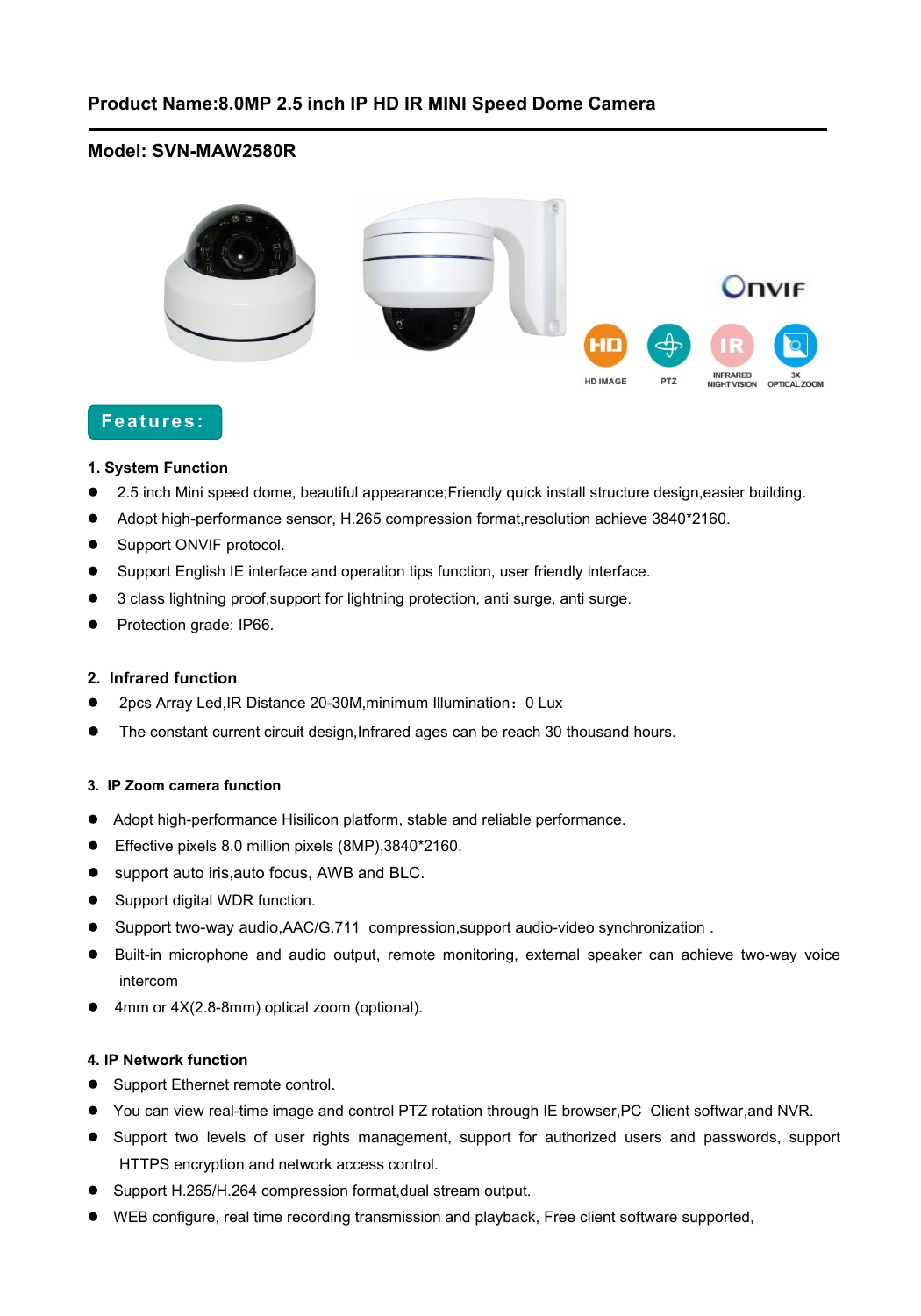**Product Name:8.0MP 2.5 inch IP HD IR MINI Speed Dome Camera**

**Model: SVN-MAW2580R**

HD IMAGE PTZ INFRARED NIGHT VISION 3X OPTICAL ZOOM

## Features:

### 1. System Function

- 2.5 inch Mini speed dome, beautiful appearance;Friendly quick install structure design,easier building.
- Adopt high-performance sensor, H.265 compression format,resolution achieve 3840*2160.
- Support ONVIF protocol.
- Support English IE interface and operation tips function, user friendly interface.
- 3 class lightning proof,support for lightning protection, anti surge, anti surge.
- Protection grade: IP66.

### 2. Infrared function

- 2pcs Array Led,IR Distance 20-30M,minimum Illumination：0 Lux
- The constant current circuit design,Infrared ages can be reach 30 thousand hours.

### 3. IP Zoom camera function

- Adopt high-performance Hisilicon platform, stable and reliable performance.
- Effective pixels 8.0 million pixels (8MP),3840*2160.
- support auto iris,auto focus, AWB and BLC.
- Support digital WDR function.
- Support two-way audio,AAC/G.711 compression,support audio-video synchronization .
- Built-in microphone and audio output, remote monitoring, external speaker can achieve two-way voice intercom
- 4mm or 4X(2.8-8mm) optical zoom (optional).

### 4. IP Network function

- Support Ethernet remote control.
- You can view real-time image and control PTZ rotation through IE browser,PC Client softwar,and NVR.
- Support two levels of user rights management, support for authorized users and passwords, support HTTPS encryption and network access control.
- Support H.265/H.264 compression format,dual stream output.
- WEB configure, real time recording transmission and playback, Free client software supported,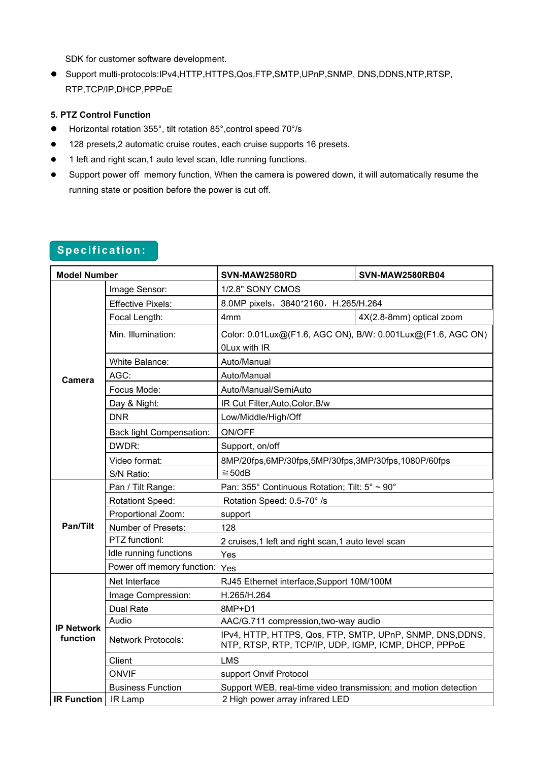SDK for customer software development.

- Support multi-protocols:IPv4,HTTP,HTTPS,Qos,FTP,SMTP,UPnP,SNMP, DNS,DDNS,NTP,RTSP, RTP,TCP/IP,DHCP,PPPoE

**5. PTZ Control Function**

- Horizontal rotation 355°, tilt rotation 85°,control speed 70°/s
- 128 presets,2 automatic cruise routes, each cruise supports 16 presets.
- 1 left and right scan,1 auto level scan, Idle running functions.
- Support power off memory function, When the camera is powered down, it will automatically resume the running state or position before the power is cut off.

## Specification:

| Model Number | | SVN-MAW2580RD | SVN-MAW2580RB04 |
|---|---|---|---|
| Camera | Image Sensor: | 1/2.8" SONY CMOS | |
| | Effective Pixels: | 8.0MP pixels，3840*2160，H.265/H.264 | |
| | Focal Length: | 4mm | 4X(2.8-8mm) optical zoom |
| | Min. Illumination: | Color: 0.01Lux@(F1.6, AGC ON), B/W: 0.001Lux@(F1.6, AGC ON) 0Lux with IR | |
| | White Balance: | Auto/Manual | |
| | AGC: | Auto/Manual | |
| | Focus Mode: | Auto/Manual/SemiAuto | |
| | Day & Night: | IR Cut Filter,Auto,Color,B/w | |
| | DNR | Low/Middle/High/Off | |
| | Back light Compensation: | ON/OFF | |
| | DWDR: | Support, on/off | |
| | Video format: | 8MP/20fps,6MP/30fps,5MP/30fps,3MP/30fps,1080P/60fps | |
| | S/N Ratio: | ≧50dB | |
| Pan/Tilt | Pan / Tilt Range: | Pan: 355° Continuous Rotation; Tilt: 5° ~ 90° | |
| | Rotationt Speed: | Rotation Speed: 0.5-70° /s | |
| | Proportional Zoom: | support | |
| | Number of Presets: | 128 | |
| | PTZ functionl: | 2 cruises,1 left and right scan,1 auto level scan | |
| | Idle running functions | Yes | |
| | Power off memory function: | Yes | |
| IP Network function | Net Interface | RJ45 Ethernet interface,Support 10M/100M | |
| | Image Compression: | H.265/H.264 | |
| | Dual Rate | 8MP+D1 | |
| | Audio | AAC/G.711 compression,two-way audio | |
| | Network Protocols: | IPv4, HTTP, HTTPS, Qos, FTP, SMTP, UPnP, SNMP, DNS,DDNS, NTP, RTSP, RTP, TCP/IP, UDP, IGMP, ICMP, DHCP, PPPoE | |
| | Client | LMS | |
| | ONVIF | support Onvif Protocol | |
| | Business Function | Support WEB, real-time video transmission; and motion detection | |
| IR Function | IR Lamp | 2 High power array infrared LED | |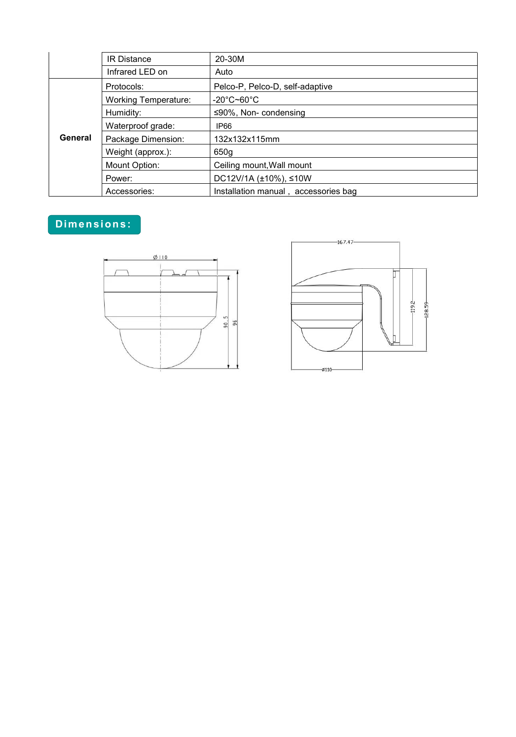| | | |
|---|---|---|
| | IR Distance | 20-30M |
| | Infrared LED on | Auto |
| **General** | Protocols: | Pelco-P, Pelco-D, self-adaptive |
| | Working Temperature: | -20°C~60°C |
| | Humidity: | ≤90%, Non- condensing |
| | Waterproof grade: | IP66 |
| | Package Dimension: | 132x132x115mm |
| | Weight (approx.): | 650g |
| | Mount Option: | Ceiling mount,Wall mount |
| | Power: | DC12V/1A (±10%), ≤10W |
| | Accessories: | Installation manual , accessories bag |

## Dimensions:

Ø110

90.5

96

167.47

119.2

128.59

Ø110